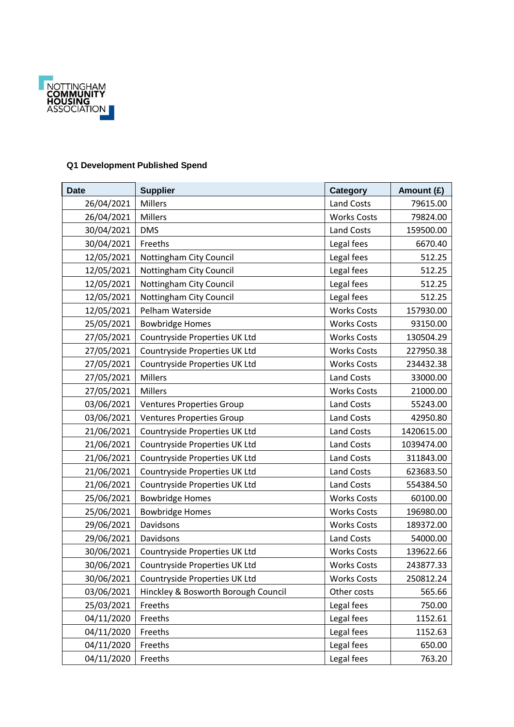NOTTINGHAM COMMUNITY HOUSING ASSOCIATION

### Q1 Development Published Spend

| Date | Supplier | Category | Amount (£) |
|---|---|---|---|
| 26/04/2021 | Millers | Land Costs | 79615.00 |
| 26/04/2021 | Millers | Works Costs | 79824.00 |
| 30/04/2021 | DMS | Land Costs | 159500.00 |
| 30/04/2021 | Freeths | Legal fees | 6670.40 |
| 12/05/2021 | Nottingham City Council | Legal fees | 512.25 |
| 12/05/2021 | Nottingham City Council | Legal fees | 512.25 |
| 12/05/2021 | Nottingham City Council | Legal fees | 512.25 |
| 12/05/2021 | Nottingham City Council | Legal fees | 512.25 |
| 12/05/2021 | Pelham Waterside | Works Costs | 157930.00 |
| 25/05/2021 | Bowbridge Homes | Works Costs | 93150.00 |
| 27/05/2021 | Countryside Properties UK Ltd | Works Costs | 130504.29 |
| 27/05/2021 | Countryside Properties UK Ltd | Works Costs | 227950.38 |
| 27/05/2021 | Countryside Properties UK Ltd | Works Costs | 234432.38 |
| 27/05/2021 | Millers | Land Costs | 33000.00 |
| 27/05/2021 | Millers | Works Costs | 21000.00 |
| 03/06/2021 | Ventures Properties Group | Land Costs | 55243.00 |
| 03/06/2021 | Ventures Properties Group | Land Costs | 42950.80 |
| 21/06/2021 | Countryside Properties UK Ltd | Land Costs | 1420615.00 |
| 21/06/2021 | Countryside Properties UK Ltd | Land Costs | 1039474.00 |
| 21/06/2021 | Countryside Properties UK Ltd | Land Costs | 311843.00 |
| 21/06/2021 | Countryside Properties UK Ltd | Land Costs | 623683.50 |
| 21/06/2021 | Countryside Properties UK Ltd | Land Costs | 554384.50 |
| 25/06/2021 | Bowbridge Homes | Works Costs | 60100.00 |
| 25/06/2021 | Bowbridge Homes | Works Costs | 196980.00 |
| 29/06/2021 | Davidsons | Works Costs | 189372.00 |
| 29/06/2021 | Davidsons | Land Costs | 54000.00 |
| 30/06/2021 | Countryside Properties UK Ltd | Works Costs | 139622.66 |
| 30/06/2021 | Countryside Properties UK Ltd | Works Costs | 243877.33 |
| 30/06/2021 | Countryside Properties UK Ltd | Works Costs | 250812.24 |
| 03/06/2021 | Hinckley & Bosworth Borough Council | Other costs | 565.66 |
| 25/03/2021 | Freeths | Legal fees | 750.00 |
| 04/11/2020 | Freeths | Legal fees | 1152.61 |
| 04/11/2020 | Freeths | Legal fees | 1152.63 |
| 04/11/2020 | Freeths | Legal fees | 650.00 |
| 04/11/2020 | Freeths | Legal fees | 763.20 |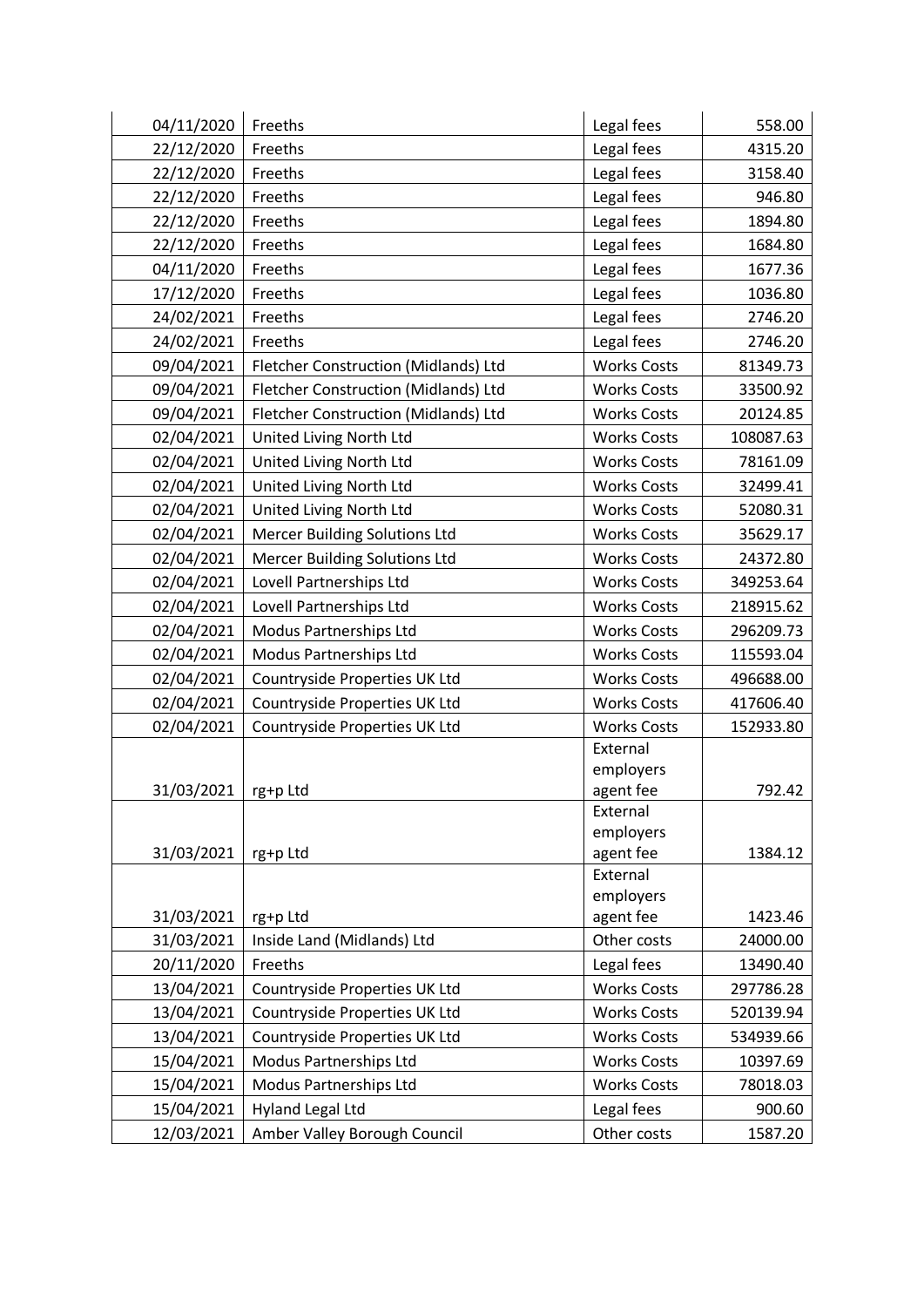| 04/11/2020 | Freeths | Legal fees | 558.00 |
|---|---|---|---|
| 22/12/2020 | Freeths | Legal fees | 4315.20 |
| 22/12/2020 | Freeths | Legal fees | 3158.40 |
| 22/12/2020 | Freeths | Legal fees | 946.80 |
| 22/12/2020 | Freeths | Legal fees | 1894.80 |
| 22/12/2020 | Freeths | Legal fees | 1684.80 |
| 04/11/2020 | Freeths | Legal fees | 1677.36 |
| 17/12/2020 | Freeths | Legal fees | 1036.80 |
| 24/02/2021 | Freeths | Legal fees | 2746.20 |
| 24/02/2021 | Freeths | Legal fees | 2746.20 |
| 09/04/2021 | Fletcher Construction (Midlands) Ltd | Works Costs | 81349.73 |
| 09/04/2021 | Fletcher Construction (Midlands) Ltd | Works Costs | 33500.92 |
| 09/04/2021 | Fletcher Construction (Midlands) Ltd | Works Costs | 20124.85 |
| 02/04/2021 | United Living North Ltd | Works Costs | 108087.63 |
| 02/04/2021 | United Living North Ltd | Works Costs | 78161.09 |
| 02/04/2021 | United Living North Ltd | Works Costs | 32499.41 |
| 02/04/2021 | United Living North Ltd | Works Costs | 52080.31 |
| 02/04/2021 | Mercer Building Solutions Ltd | Works Costs | 35629.17 |
| 02/04/2021 | Mercer Building Solutions Ltd | Works Costs | 24372.80 |
| 02/04/2021 | Lovell Partnerships Ltd | Works Costs | 349253.64 |
| 02/04/2021 | Lovell Partnerships Ltd | Works Costs | 218915.62 |
| 02/04/2021 | Modus Partnerships Ltd | Works Costs | 296209.73 |
| 02/04/2021 | Modus Partnerships Ltd | Works Costs | 115593.04 |
| 02/04/2021 | Countryside Properties UK Ltd | Works Costs | 496688.00 |
| 02/04/2021 | Countryside Properties UK Ltd | Works Costs | 417606.40 |
| 02/04/2021 | Countryside Properties UK Ltd | Works Costs | 152933.80 |
| 31/03/2021 | rg+p Ltd | External employers agent fee | 792.42 |
| 31/03/2021 | rg+p Ltd | External employers agent fee | 1384.12 |
| 31/03/2021 | rg+p Ltd | External employers agent fee | 1423.46 |
| 31/03/2021 | Inside Land (Midlands) Ltd | Other costs | 24000.00 |
| 20/11/2020 | Freeths | Legal fees | 13490.40 |
| 13/04/2021 | Countryside Properties UK Ltd | Works Costs | 297786.28 |
| 13/04/2021 | Countryside Properties UK Ltd | Works Costs | 520139.94 |
| 13/04/2021 | Countryside Properties UK Ltd | Works Costs | 534939.66 |
| 15/04/2021 | Modus Partnerships Ltd | Works Costs | 10397.69 |
| 15/04/2021 | Modus Partnerships Ltd | Works Costs | 78018.03 |
| 15/04/2021 | Hyland Legal Ltd | Legal fees | 900.60 |
| 12/03/2021 | Amber Valley Borough Council | Other costs | 1587.20 |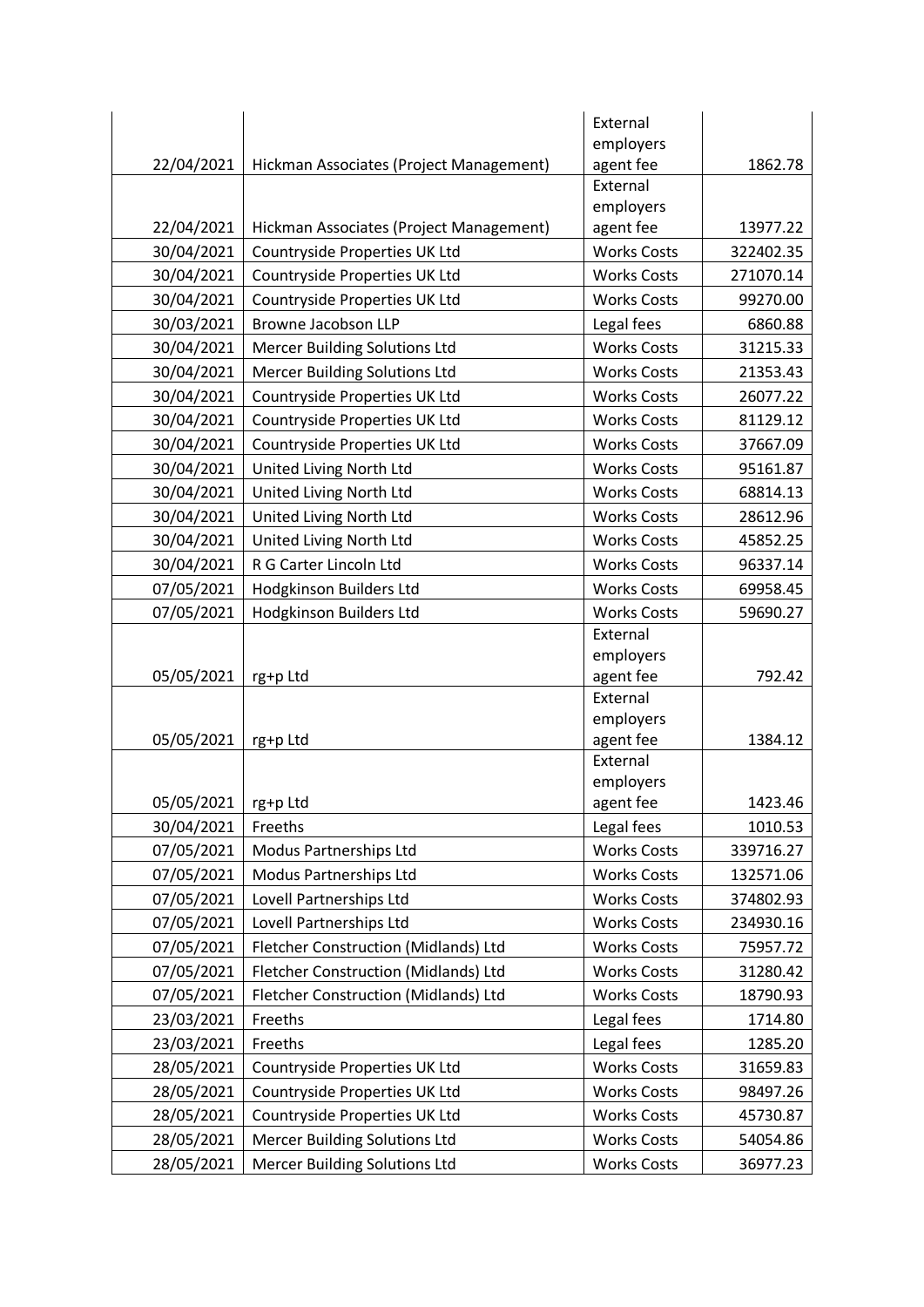| | | | |
|---|---|---|---|
| 22/04/2021 | Hickman Associates (Project Management) | External employers agent fee | 1862.78 |
| 22/04/2021 | Hickman Associates (Project Management) | External employers agent fee | 13977.22 |
| 30/04/2021 | Countryside Properties UK Ltd | Works Costs | 322402.35 |
| 30/04/2021 | Countryside Properties UK Ltd | Works Costs | 271070.14 |
| 30/04/2021 | Countryside Properties UK Ltd | Works Costs | 99270.00 |
| 30/03/2021 | Browne Jacobson LLP | Legal fees | 6860.88 |
| 30/04/2021 | Mercer Building Solutions Ltd | Works Costs | 31215.33 |
| 30/04/2021 | Mercer Building Solutions Ltd | Works Costs | 21353.43 |
| 30/04/2021 | Countryside Properties UK Ltd | Works Costs | 26077.22 |
| 30/04/2021 | Countryside Properties UK Ltd | Works Costs | 81129.12 |
| 30/04/2021 | Countryside Properties UK Ltd | Works Costs | 37667.09 |
| 30/04/2021 | United Living North Ltd | Works Costs | 95161.87 |
| 30/04/2021 | United Living North Ltd | Works Costs | 68814.13 |
| 30/04/2021 | United Living North Ltd | Works Costs | 28612.96 |
| 30/04/2021 | United Living North Ltd | Works Costs | 45852.25 |
| 30/04/2021 | R G Carter Lincoln Ltd | Works Costs | 96337.14 |
| 07/05/2021 | Hodgkinson Builders Ltd | Works Costs | 69958.45 |
| 07/05/2021 | Hodgkinson Builders Ltd | Works Costs | 59690.27 |
| 05/05/2021 | rg+p Ltd | External employers agent fee | 792.42 |
| 05/05/2021 | rg+p Ltd | External employers agent fee | 1384.12 |
| 05/05/2021 | rg+p Ltd | External employers agent fee | 1423.46 |
| 30/04/2021 | Freeths | Legal fees | 1010.53 |
| 07/05/2021 | Modus Partnerships Ltd | Works Costs | 339716.27 |
| 07/05/2021 | Modus Partnerships Ltd | Works Costs | 132571.06 |
| 07/05/2021 | Lovell Partnerships Ltd | Works Costs | 374802.93 |
| 07/05/2021 | Lovell Partnerships Ltd | Works Costs | 234930.16 |
| 07/05/2021 | Fletcher Construction (Midlands) Ltd | Works Costs | 75957.72 |
| 07/05/2021 | Fletcher Construction (Midlands) Ltd | Works Costs | 31280.42 |
| 07/05/2021 | Fletcher Construction (Midlands) Ltd | Works Costs | 18790.93 |
| 23/03/2021 | Freeths | Legal fees | 1714.80 |
| 23/03/2021 | Freeths | Legal fees | 1285.20 |
| 28/05/2021 | Countryside Properties UK Ltd | Works Costs | 31659.83 |
| 28/05/2021 | Countryside Properties UK Ltd | Works Costs | 98497.26 |
| 28/05/2021 | Countryside Properties UK Ltd | Works Costs | 45730.87 |
| 28/05/2021 | Mercer Building Solutions Ltd | Works Costs | 54054.86 |
| 28/05/2021 | Mercer Building Solutions Ltd | Works Costs | 36977.23 |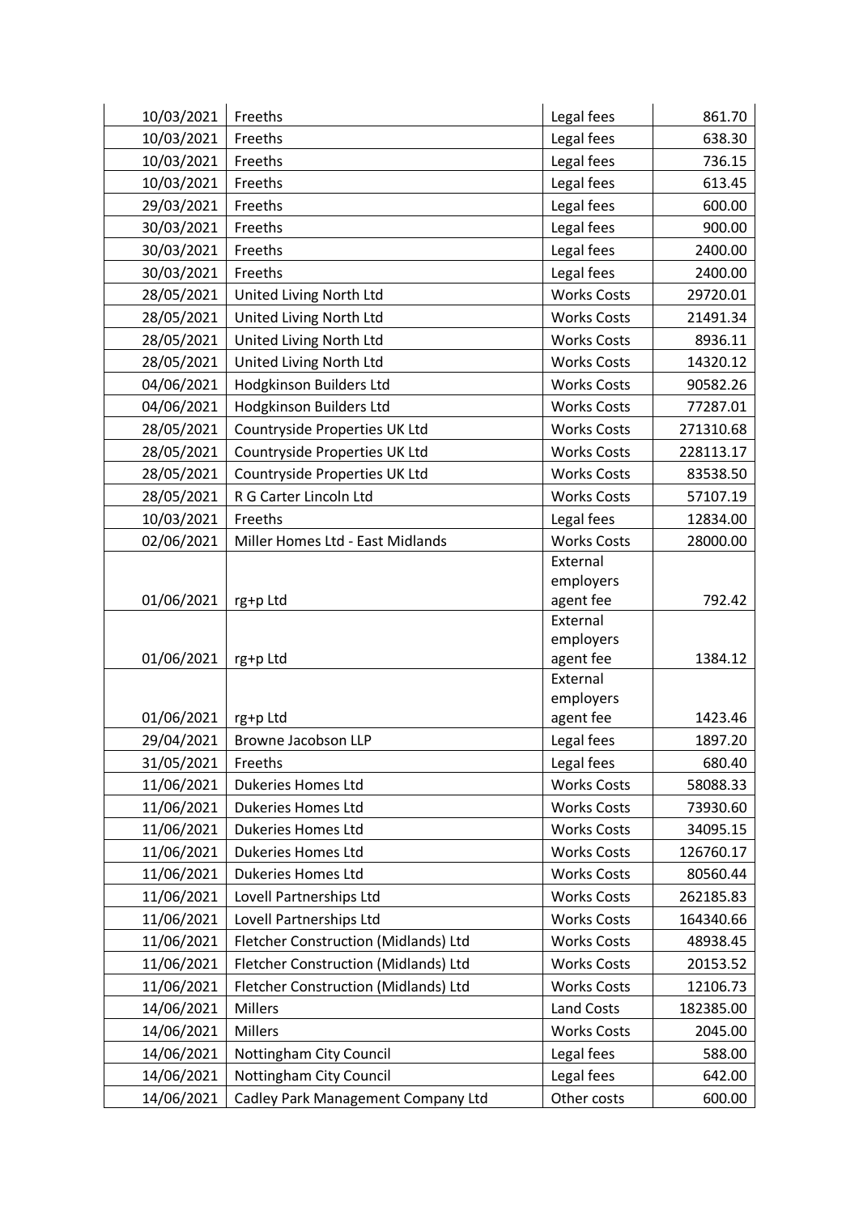| | | | |
|---|---|---|---|
| 10/03/2021 | Freeths | Legal fees | 861.70 |
| 10/03/2021 | Freeths | Legal fees | 638.30 |
| 10/03/2021 | Freeths | Legal fees | 736.15 |
| 10/03/2021 | Freeths | Legal fees | 613.45 |
| 29/03/2021 | Freeths | Legal fees | 600.00 |
| 30/03/2021 | Freeths | Legal fees | 900.00 |
| 30/03/2021 | Freeths | Legal fees | 2400.00 |
| 30/03/2021 | Freeths | Legal fees | 2400.00 |
| 28/05/2021 | United Living North Ltd | Works Costs | 29720.01 |
| 28/05/2021 | United Living North Ltd | Works Costs | 21491.34 |
| 28/05/2021 | United Living North Ltd | Works Costs | 8936.11 |
| 28/05/2021 | United Living North Ltd | Works Costs | 14320.12 |
| 04/06/2021 | Hodgkinson Builders Ltd | Works Costs | 90582.26 |
| 04/06/2021 | Hodgkinson Builders Ltd | Works Costs | 77287.01 |
| 28/05/2021 | Countryside Properties UK Ltd | Works Costs | 271310.68 |
| 28/05/2021 | Countryside Properties UK Ltd | Works Costs | 228113.17 |
| 28/05/2021 | Countryside Properties UK Ltd | Works Costs | 83538.50 |
| 28/05/2021 | R G Carter Lincoln Ltd | Works Costs | 57107.19 |
| 10/03/2021 | Freeths | Legal fees | 12834.00 |
| 02/06/2021 | Miller Homes Ltd - East Midlands | Works Costs | 28000.00 |
| 01/06/2021 | rg+p Ltd | External employers agent fee | 792.42 |
| 01/06/2021 | rg+p Ltd | External employers agent fee | 1384.12 |
| 01/06/2021 | rg+p Ltd | External employers agent fee | 1423.46 |
| 29/04/2021 | Browne Jacobson LLP | Legal fees | 1897.20 |
| 31/05/2021 | Freeths | Legal fees | 680.40 |
| 11/06/2021 | Dukeries Homes Ltd | Works Costs | 58088.33 |
| 11/06/2021 | Dukeries Homes Ltd | Works Costs | 73930.60 |
| 11/06/2021 | Dukeries Homes Ltd | Works Costs | 34095.15 |
| 11/06/2021 | Dukeries Homes Ltd | Works Costs | 126760.17 |
| 11/06/2021 | Dukeries Homes Ltd | Works Costs | 80560.44 |
| 11/06/2021 | Lovell Partnerships Ltd | Works Costs | 262185.83 |
| 11/06/2021 | Lovell Partnerships Ltd | Works Costs | 164340.66 |
| 11/06/2021 | Fletcher Construction (Midlands) Ltd | Works Costs | 48938.45 |
| 11/06/2021 | Fletcher Construction (Midlands) Ltd | Works Costs | 20153.52 |
| 11/06/2021 | Fletcher Construction (Midlands) Ltd | Works Costs | 12106.73 |
| 14/06/2021 | Millers | Land Costs | 182385.00 |
| 14/06/2021 | Millers | Works Costs | 2045.00 |
| 14/06/2021 | Nottingham City Council | Legal fees | 588.00 |
| 14/06/2021 | Nottingham City Council | Legal fees | 642.00 |
| 14/06/2021 | Cadley Park Management Company Ltd | Other costs | 600.00 |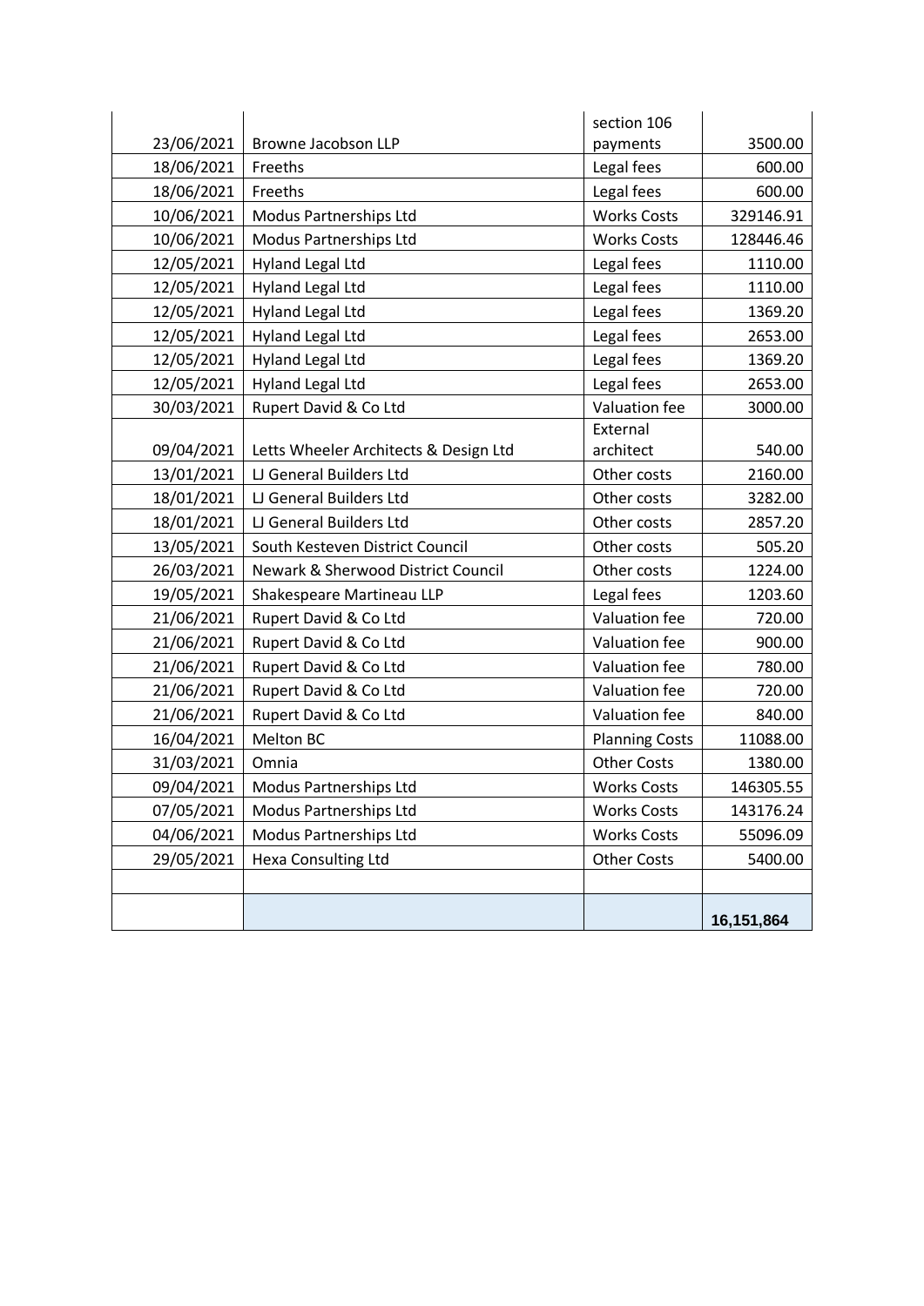| | | | |
|---|---|---|---|
| 23/06/2021 | Browne Jacobson LLP | section 106 payments | 3500.00 |
| 18/06/2021 | Freeths | Legal fees | 600.00 |
| 18/06/2021 | Freeths | Legal fees | 600.00 |
| 10/06/2021 | Modus Partnerships Ltd | Works Costs | 329146.91 |
| 10/06/2021 | Modus Partnerships Ltd | Works Costs | 128446.46 |
| 12/05/2021 | Hyland Legal Ltd | Legal fees | 1110.00 |
| 12/05/2021 | Hyland Legal Ltd | Legal fees | 1110.00 |
| 12/05/2021 | Hyland Legal Ltd | Legal fees | 1369.20 |
| 12/05/2021 | Hyland Legal Ltd | Legal fees | 2653.00 |
| 12/05/2021 | Hyland Legal Ltd | Legal fees | 1369.20 |
| 12/05/2021 | Hyland Legal Ltd | Legal fees | 2653.00 |
| 30/03/2021 | Rupert David & Co Ltd | Valuation fee | 3000.00 |
| 09/04/2021 | Letts Wheeler Architects & Design Ltd | External architect | 540.00 |
| 13/01/2021 | LJ General Builders Ltd | Other costs | 2160.00 |
| 18/01/2021 | LJ General Builders Ltd | Other costs | 3282.00 |
| 18/01/2021 | LJ General Builders Ltd | Other costs | 2857.20 |
| 13/05/2021 | South Kesteven District Council | Other costs | 505.20 |
| 26/03/2021 | Newark & Sherwood District Council | Other costs | 1224.00 |
| 19/05/2021 | Shakespeare Martineau LLP | Legal fees | 1203.60 |
| 21/06/2021 | Rupert David & Co Ltd | Valuation fee | 720.00 |
| 21/06/2021 | Rupert David & Co Ltd | Valuation fee | 900.00 |
| 21/06/2021 | Rupert David & Co Ltd | Valuation fee | 780.00 |
| 21/06/2021 | Rupert David & Co Ltd | Valuation fee | 720.00 |
| 21/06/2021 | Rupert David & Co Ltd | Valuation fee | 840.00 |
| 16/04/2021 | Melton BC | Planning Costs | 11088.00 |
| 31/03/2021 | Omnia | Other Costs | 1380.00 |
| 09/04/2021 | Modus Partnerships Ltd | Works Costs | 146305.55 |
| 07/05/2021 | Modus Partnerships Ltd | Works Costs | 143176.24 |
| 04/06/2021 | Modus Partnerships Ltd | Works Costs | 55096.09 |
| 29/05/2021 | Hexa Consulting Ltd | Other Costs | 5400.00 |
| | | | |
| | | | **16,151,864** |